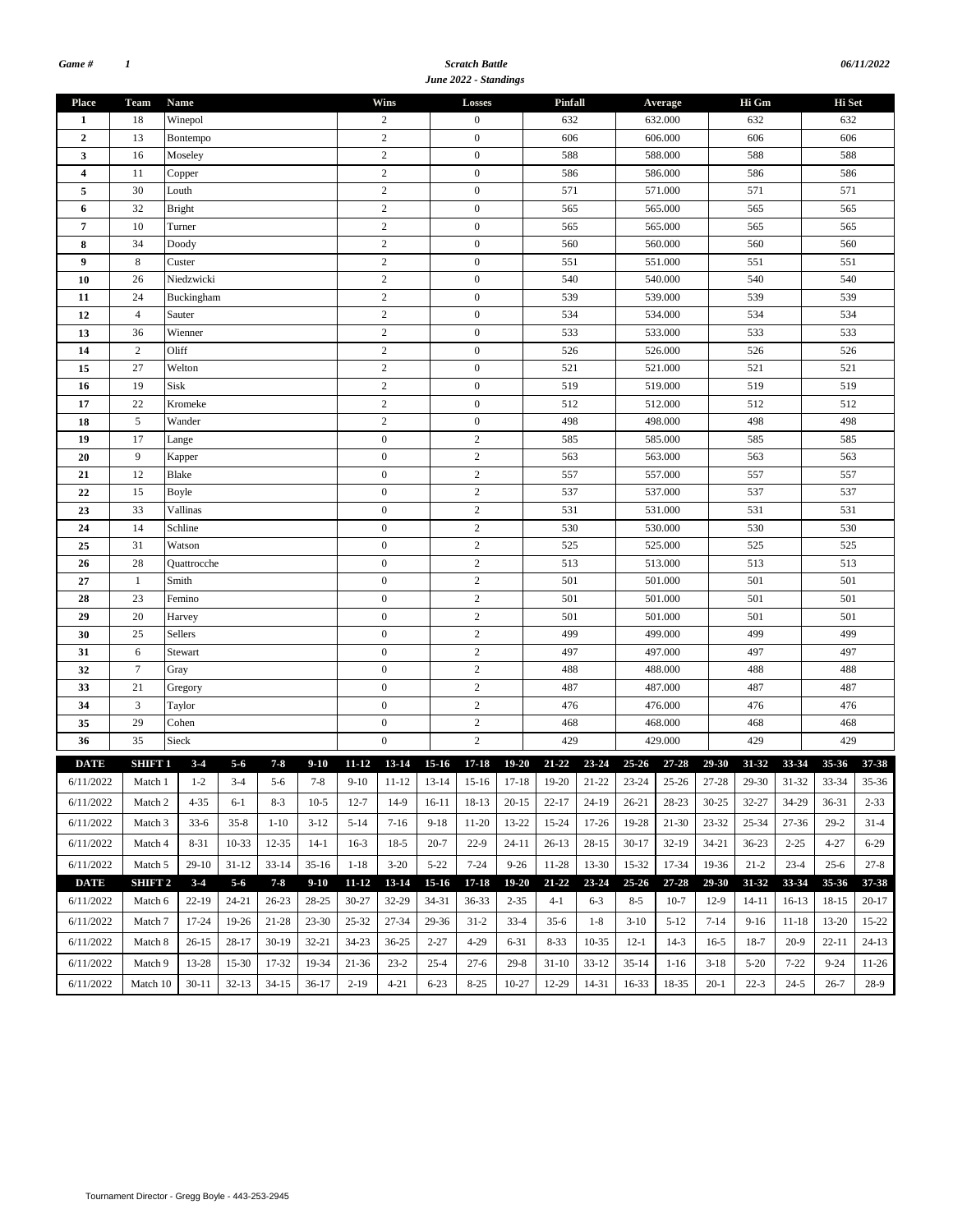Game # 1

**Scratch Battle**

**June 2022 - Standings**

06/11/2022

| Place | Team | Name | Wins | Losses | Pinfall | Average | Hi Gm | Hi Set |
|---|---|---|---|---|---|---|---|---|
| 1 | 18 | Winepol | 2 | 0 | 632 | 632.000 | 632 | 632 |
| 2 | 13 | Bontempo | 2 | 0 | 606 | 606.000 | 606 | 606 |
| 3 | 16 | Moseley | 2 | 0 | 588 | 588.000 | 588 | 588 |
| 4 | 11 | Copper | 2 | 0 | 586 | 586.000 | 586 | 586 |
| 5 | 30 | Louth | 2 | 0 | 571 | 571.000 | 571 | 571 |
| 6 | 32 | Bright | 2 | 0 | 565 | 565.000 | 565 | 565 |
| 7 | 10 | Turner | 2 | 0 | 565 | 565.000 | 565 | 565 |
| 8 | 34 | Doody | 2 | 0 | 560 | 560.000 | 560 | 560 |
| 9 | 8 | Custer | 2 | 0 | 551 | 551.000 | 551 | 551 |
| 10 | 26 | Niedzwicki | 2 | 0 | 540 | 540.000 | 540 | 540 |
| 11 | 24 | Buckingham | 2 | 0 | 539 | 539.000 | 539 | 539 |
| 12 | 4 | Sauter | 2 | 0 | 534 | 534.000 | 534 | 534 |
| 13 | 36 | Wienner | 2 | 0 | 533 | 533.000 | 533 | 533 |
| 14 | 2 | Oliff | 2 | 0 | 526 | 526.000 | 526 | 526 |
| 15 | 27 | Welton | 2 | 0 | 521 | 521.000 | 521 | 521 |
| 16 | 19 | Sisk | 2 | 0 | 519 | 519.000 | 519 | 519 |
| 17 | 22 | Kromeke | 2 | 0 | 512 | 512.000 | 512 | 512 |
| 18 | 5 | Wander | 2 | 0 | 498 | 498.000 | 498 | 498 |
| 19 | 17 | Lange | 0 | 2 | 585 | 585.000 | 585 | 585 |
| 20 | 9 | Kapper | 0 | 2 | 563 | 563.000 | 563 | 563 |
| 21 | 12 | Blake | 0 | 2 | 557 | 557.000 | 557 | 557 |
| 22 | 15 | Boyle | 0 | 2 | 537 | 537.000 | 537 | 537 |
| 23 | 33 | Vallinas | 0 | 2 | 531 | 531.000 | 531 | 531 |
| 24 | 14 | Schline | 0 | 2 | 530 | 530.000 | 530 | 530 |
| 25 | 31 | Watson | 0 | 2 | 525 | 525.000 | 525 | 525 |
| 26 | 28 | Quattrocche | 0 | 2 | 513 | 513.000 | 513 | 513 |
| 27 | 1 | Smith | 0 | 2 | 501 | 501.000 | 501 | 501 |
| 28 | 23 | Femino | 0 | 2 | 501 | 501.000 | 501 | 501 |
| 29 | 20 | Harvey | 0 | 2 | 501 | 501.000 | 501 | 501 |
| 30 | 25 | Sellers | 0 | 2 | 499 | 499.000 | 499 | 499 |
| 31 | 6 | Stewart | 0 | 2 | 497 | 497.000 | 497 | 497 |
| 32 | 7 | Gray | 0 | 2 | 488 | 488.000 | 488 | 488 |
| 33 | 21 | Gregory | 0 | 2 | 487 | 487.000 | 487 | 487 |
| 34 | 3 | Taylor | 0 | 2 | 476 | 476.000 | 476 | 476 |
| 35 | 29 | Cohen | 0 | 2 | 468 | 468.000 | 468 | 468 |
| 36 | 35 | Sieck | 0 | 2 | 429 | 429.000 | 429 | 429 |

| DATE | SHIFT 1 | 3-4 | 5-6 | 7-8 | 9-10 | 11-12 | 13-14 | 15-16 | 17-18 | 19-20 | 21-22 | 23-24 | 25-26 | 27-28 | 29-30 | 31-32 | 33-34 | 35-36 | 37-38 |
|---|---|---|---|---|---|---|---|---|---|---|---|---|---|---|---|---|---|---|---|
| 6/11/2022 | Match 1 | 1-2 | 3-4 | 5-6 | 7-8 | 9-10 | 11-12 | 13-14 | 15-16 | 17-18 | 19-20 | 21-22 | 23-24 | 25-26 | 27-28 | 29-30 | 31-32 | 33-34 | 35-36 |
| 6/11/2022 | Match 2 | 4-35 | 6-1 | 8-3 | 10-5 | 12-7 | 14-9 | 16-11 | 18-13 | 20-15 | 22-17 | 24-19 | 26-21 | 28-23 | 30-25 | 32-27 | 34-29 | 36-31 | 2-33 |
| 6/11/2022 | Match 3 | 33-6 | 35-8 | 1-10 | 3-12 | 5-14 | 7-16 | 9-18 | 11-20 | 13-22 | 15-24 | 17-26 | 19-28 | 21-30 | 23-32 | 25-34 | 27-36 | 29-2 | 31-4 |
| 6/11/2022 | Match 4 | 8-31 | 10-33 | 12-35 | 14-1 | 16-3 | 18-5 | 20-7 | 22-9 | 24-11 | 26-13 | 28-15 | 30-17 | 32-19 | 34-21 | 36-23 | 2-25 | 4-27 | 6-29 |
| 6/11/2022 | Match 5 | 29-10 | 31-12 | 33-14 | 35-16 | 1-18 | 3-20 | 5-22 | 7-24 | 9-26 | 11-28 | 13-30 | 15-32 | 17-34 | 19-36 | 21-2 | 23-4 | 25-6 | 27-8 |
| **DATE** | **SHIFT 2** | **3-4** | **5-6** | **7-8** | **9-10** | **11-12** | **13-14** | **15-16** | **17-18** | **19-20** | **21-22** | **23-24** | **25-26** | **27-28** | **29-30** | **31-32** | **33-34** | **35-36** | **37-38** |
| 6/11/2022 | Match 6 | 22-19 | 24-21 | 26-23 | 28-25 | 30-27 | 32-29 | 34-31 | 36-33 | 2-35 | 4-1 | 6-3 | 8-5 | 10-7 | 12-9 | 14-11 | 16-13 | 18-15 | 20-17 |
| 6/11/2022 | Match 7 | 17-24 | 19-26 | 21-28 | 23-30 | 25-32 | 27-34 | 29-36 | 31-2 | 33-4 | 35-6 | 1-8 | 3-10 | 5-12 | 7-14 | 9-16 | 11-18 | 13-20 | 15-22 |
| 6/11/2022 | Match 8 | 26-15 | 28-17 | 30-19 | 32-21 | 34-23 | 36-25 | 2-27 | 4-29 | 6-31 | 8-33 | 10-35 | 12-1 | 14-3 | 16-5 | 18-7 | 20-9 | 22-11 | 24-13 |
| 6/11/2022 | Match 9 | 13-28 | 15-30 | 17-32 | 19-34 | 21-36 | 23-2 | 25-4 | 27-6 | 29-8 | 31-10 | 33-12 | 35-14 | 1-16 | 3-18 | 5-20 | 7-22 | 9-24 | 11-26 |
| 6/11/2022 | Match 10 | 30-11 | 32-13 | 34-15 | 36-17 | 2-19 | 4-21 | 6-23 | 8-25 | 10-27 | 12-29 | 14-31 | 16-33 | 18-35 | 20-1 | 22-3 | 24-5 | 26-7 | 28-9 |

Tournament Director - Gregg Boyle - 443-253-2945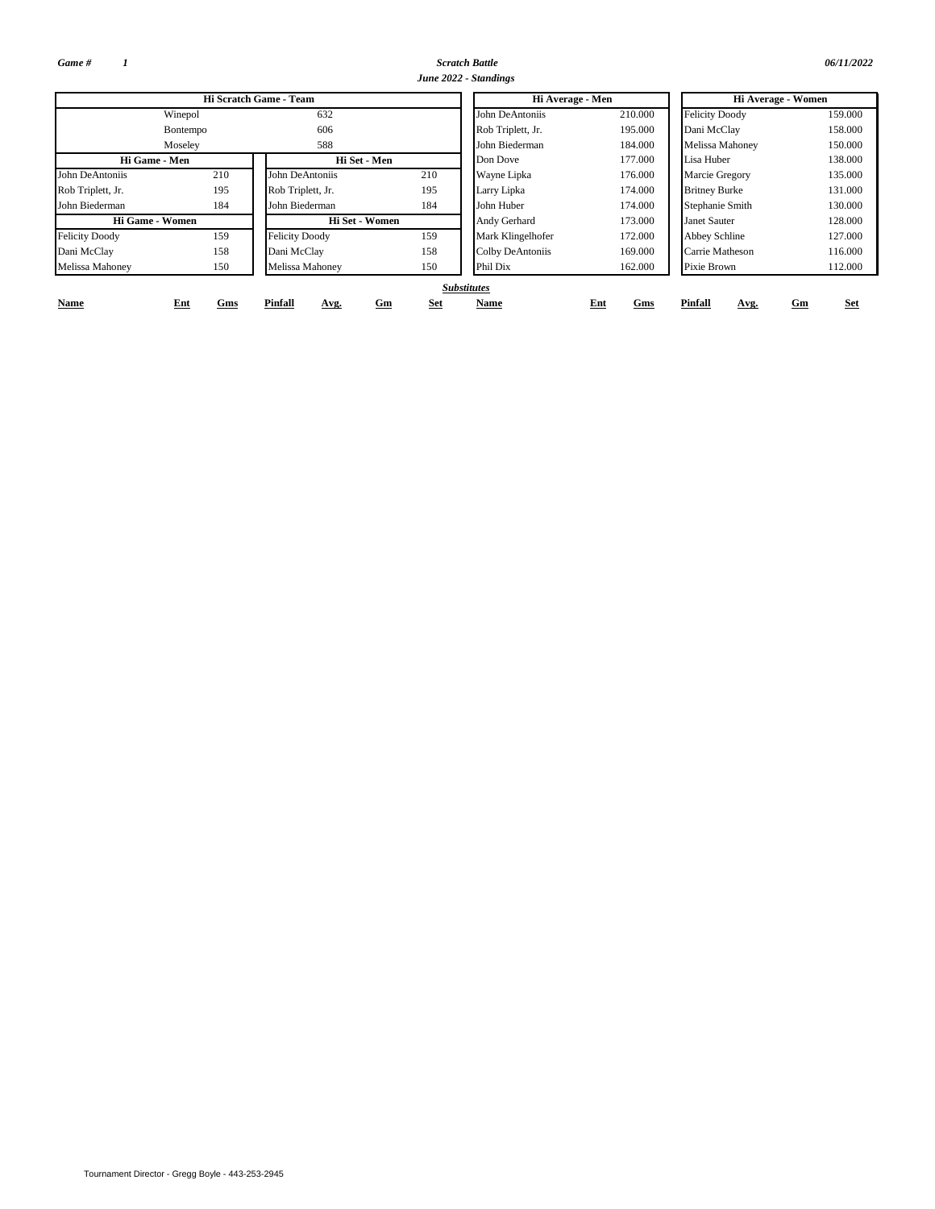*Game #* *1*

***Scratch Battle***

***June 2022 - Standings***

*06/11/2022*

| Hi Scratch Game - Team | |
|---|---|
| Winepol | 632 |
| Bontempo | 606 |
| Moseley | 588 |

| Hi Game - Men | |
|---|---|
| John DeAntoniis | 210 |
| Rob Triplett, Jr. | 195 |
| John Biederman | 184 |

| Hi Set - Men | |
|---|---|
| John DeAntoniis | 210 |
| Rob Triplett, Jr. | 195 |
| John Biederman | 184 |

| Hi Game - Women | |
|---|---|
| Felicity Doody | 159 |
| Dani McClay | 158 |
| Melissa Mahoney | 150 |

| Hi Set - Women | |
|---|---|
| Felicity Doody | 159 |
| Dani McClay | 158 |
| Melissa Mahoney | 150 |

| Hi Average - Men | |
|---|---|
| John DeAntoniis | 210.000 |
| Rob Triplett, Jr. | 195.000 |
| John Biederman | 184.000 |
| Don Dove | 177.000 |
| Wayne Lipka | 176.000 |
| Larry Lipka | 174.000 |
| John Huber | 174.000 |
| Andy Gerhard | 173.000 |
| Mark Klingelhofer | 172.000 |
| Colby DeAntoniis | 169.000 |
| Phil Dix | 162.000 |

| Hi Average - Women | |
|---|---|
| Felicity Doody | 159.000 |
| Dani McClay | 158.000 |
| Melissa Mahoney | 150.000 |
| Lisa Huber | 138.000 |
| Marcie Gregory | 135.000 |
| Britney Burke | 131.000 |
| Stephanie Smith | 130.000 |
| Janet Sauter | 128.000 |
| Abbey Schline | 127.000 |
| Carrie Matheson | 116.000 |
| Pixie Brown | 112.000 |

***Substitutes***

| Name | Ent | Gms | Pinfall | Avg. | Gm | Set | Name | Ent | Gms | Pinfall | Avg. | Gm | Set |
|---|---|---|---|---|---|---|---|---|---|---|---|---|---|

Tournament Director - Gregg Boyle - 443-253-2945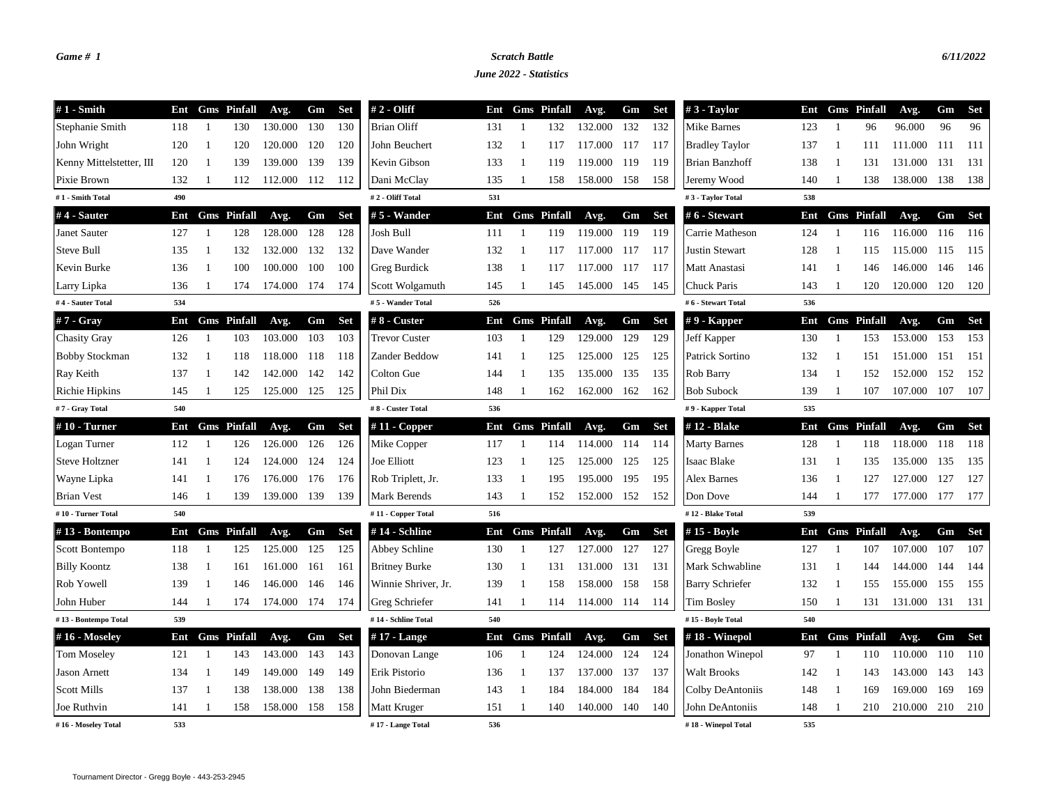*Game # 1*

***Scratch Battle***

***June 2022 - Statistics***

*6/11/2022*

| # 1 - Smith | Ent | Gms | Pinfall | Avg. | Gm | Set |
|---|---|---|---|---|---|---|
| Stephanie Smith | 118 | 1 | 130 | 130.000 | 130 | 130 |
| John Wright | 120 | 1 | 120 | 120.000 | 120 | 120 |
| Kenny Mittelstetter, III | 120 | 1 | 139 | 139.000 | 139 | 139 |
| Pixie Brown | 132 | 1 | 112 | 112.000 | 112 | 112 |
| # 1 - Smith Total | 490 | | | | | |

| # 2 - Oliff | Ent | Gms | Pinfall | Avg. | Gm | Set |
|---|---|---|---|---|---|---|
| Brian Oliff | 131 | 1 | 132 | 132.000 | 132 | 132 |
| John Beuchert | 132 | 1 | 117 | 117.000 | 117 | 117 |
| Kevin Gibson | 133 | 1 | 119 | 119.000 | 119 | 119 |
| Dani McClay | 135 | 1 | 158 | 158.000 | 158 | 158 |
| # 2 - Oliff Total | 531 | | | | | |

| # 3 - Taylor | Ent | Gms | Pinfall | Avg. | Gm | Set |
|---|---|---|---|---|---|---|
| Mike Barnes | 123 | 1 | 96 | 96.000 | 96 | 96 |
| Bradley Taylor | 137 | 1 | 111 | 111.000 | 111 | 111 |
| Brian Banzhoff | 138 | 1 | 131 | 131.000 | 131 | 131 |
| Jeremy Wood | 140 | 1 | 138 | 138.000 | 138 | 138 |
| # 3 - Taylor Total | 538 | | | | | |

| # 4 - Sauter | Ent | Gms | Pinfall | Avg. | Gm | Set |
|---|---|---|---|---|---|---|
| Janet Sauter | 127 | 1 | 128 | 128.000 | 128 | 128 |
| Steve Bull | 135 | 1 | 132 | 132.000 | 132 | 132 |
| Kevin Burke | 136 | 1 | 100 | 100.000 | 100 | 100 |
| Larry Lipka | 136 | 1 | 174 | 174.000 | 174 | 174 |
| # 4 - Sauter Total | 534 | | | | | |

| # 5 - Wander | Ent | Gms | Pinfall | Avg. | Gm | Set |
|---|---|---|---|---|---|---|
| Josh Bull | 111 | 1 | 119 | 119.000 | 119 | 119 |
| Dave Wander | 132 | 1 | 117 | 117.000 | 117 | 117 |
| Greg Burdick | 138 | 1 | 117 | 117.000 | 117 | 117 |
| Scott Wolgamuth | 145 | 1 | 145 | 145.000 | 145 | 145 |
| # 5 - Wander Total | 526 | | | | | |

| # 6 - Stewart | Ent | Gms | Pinfall | Avg. | Gm | Set |
|---|---|---|---|---|---|---|
| Carrie Matheson | 124 | 1 | 116 | 116.000 | 116 | 116 |
| Justin Stewart | 128 | 1 | 115 | 115.000 | 115 | 115 |
| Matt Anastasi | 141 | 1 | 146 | 146.000 | 146 | 146 |
| Chuck Paris | 143 | 1 | 120 | 120.000 | 120 | 120 |
| # 6 - Stewart Total | 536 | | | | | |

| # 7 - Gray | Ent | Gms | Pinfall | Avg. | Gm | Set |
|---|---|---|---|---|---|---|
| Chasity Gray | 126 | 1 | 103 | 103.000 | 103 | 103 |
| Bobby Stockman | 132 | 1 | 118 | 118.000 | 118 | 118 |
| Ray Keith | 137 | 1 | 142 | 142.000 | 142 | 142 |
| Richie Hipkins | 145 | 1 | 125 | 125.000 | 125 | 125 |
| # 7 - Gray Total | 540 | | | | | |

| # 8 - Custer | Ent | Gms | Pinfall | Avg. | Gm | Set |
|---|---|---|---|---|---|---|
| Trevor Custer | 103 | 1 | 129 | 129.000 | 129 | 129 |
| Zander Beddow | 141 | 1 | 125 | 125.000 | 125 | 125 |
| Colton Gue | 144 | 1 | 135 | 135.000 | 135 | 135 |
| Phil Dix | 148 | 1 | 162 | 162.000 | 162 | 162 |
| # 8 - Custer Total | 536 | | | | | |

| # 9 - Kapper | Ent | Gms | Pinfall | Avg. | Gm | Set |
|---|---|---|---|---|---|---|
| Jeff Kapper | 130 | 1 | 153 | 153.000 | 153 | 153 |
| Patrick Sortino | 132 | 1 | 151 | 151.000 | 151 | 151 |
| Rob Barry | 134 | 1 | 152 | 152.000 | 152 | 152 |
| Bob Subock | 139 | 1 | 107 | 107.000 | 107 | 107 |
| # 9 - Kapper Total | 535 | | | | | |

| # 10 - Turner | Ent | Gms | Pinfall | Avg. | Gm | Set |
|---|---|---|---|---|---|---|
| Logan Turner | 112 | 1 | 126 | 126.000 | 126 | 126 |
| Steve Holtzner | 141 | 1 | 124 | 124.000 | 124 | 124 |
| Wayne Lipka | 141 | 1 | 176 | 176.000 | 176 | 176 |
| Brian Vest | 146 | 1 | 139 | 139.000 | 139 | 139 |
| # 10 - Turner Total | 540 | | | | | |

| # 11 - Copper | Ent | Gms | Pinfall | Avg. | Gm | Set |
|---|---|---|---|---|---|---|
| Mike Copper | 117 | 1 | 114 | 114.000 | 114 | 114 |
| Joe Elliott | 123 | 1 | 125 | 125.000 | 125 | 125 |
| Rob Triplett, Jr. | 133 | 1 | 195 | 195.000 | 195 | 195 |
| Mark Berends | 143 | 1 | 152 | 152.000 | 152 | 152 |
| # 11 - Copper Total | 516 | | | | | |

| # 12 - Blake | Ent | Gms | Pinfall | Avg. | Gm | Set |
|---|---|---|---|---|---|---|
| Marty Barnes | 128 | 1 | 118 | 118.000 | 118 | 118 |
| Isaac Blake | 131 | 1 | 135 | 135.000 | 135 | 135 |
| Alex Barnes | 136 | 1 | 127 | 127.000 | 127 | 127 |
| Don Dove | 144 | 1 | 177 | 177.000 | 177 | 177 |
| # 12 - Blake Total | 539 | | | | | |

| # 13 - Bontempo | Ent | Gms | Pinfall | Avg. | Gm | Set |
|---|---|---|---|---|---|---|
| Scott Bontempo | 118 | 1 | 125 | 125.000 | 125 | 125 |
| Billy Koontz | 138 | 1 | 161 | 161.000 | 161 | 161 |
| Rob Yowell | 139 | 1 | 146 | 146.000 | 146 | 146 |
| John Huber | 144 | 1 | 174 | 174.000 | 174 | 174 |
| # 13 - Bontempo Total | 539 | | | | | |

| # 14 - Schline | Ent | Gms | Pinfall | Avg. | Gm | Set |
|---|---|---|---|---|---|---|
| Abbey Schline | 130 | 1 | 127 | 127.000 | 127 | 127 |
| Britney Burke | 130 | 1 | 131 | 131.000 | 131 | 131 |
| Winnie Shriver, Jr. | 139 | 1 | 158 | 158.000 | 158 | 158 |
| Greg Schriefer | 141 | 1 | 114 | 114.000 | 114 | 114 |
| # 14 - Schline Total | 540 | | | | | |

| # 15 - Boyle | Ent | Gms | Pinfall | Avg. | Gm | Set |
|---|---|---|---|---|---|---|
| Gregg Boyle | 127 | 1 | 107 | 107.000 | 107 | 107 |
| Mark Schwabline | 131 | 1 | 144 | 144.000 | 144 | 144 |
| Barry Schriefer | 132 | 1 | 155 | 155.000 | 155 | 155 |
| Tim Bosley | 150 | 1 | 131 | 131.000 | 131 | 131 |
| # 15 - Boyle Total | 540 | | | | | |

| # 16 - Moseley | Ent | Gms | Pinfall | Avg. | Gm | Set |
|---|---|---|---|---|---|---|
| Tom Moseley | 121 | 1 | 143 | 143.000 | 143 | 143 |
| Jason Arnett | 134 | 1 | 149 | 149.000 | 149 | 149 |
| Scott Mills | 137 | 1 | 138 | 138.000 | 138 | 138 |
| Joe Ruthvin | 141 | 1 | 158 | 158.000 | 158 | 158 |
| # 16 - Moseley Total | 533 | | | | | |

| # 17 - Lange | Ent | Gms | Pinfall | Avg. | Gm | Set |
|---|---|---|---|---|---|---|
| Donovan Lange | 106 | 1 | 124 | 124.000 | 124 | 124 |
| Erik Pistorio | 136 | 1 | 137 | 137.000 | 137 | 137 |
| John Biederman | 143 | 1 | 184 | 184.000 | 184 | 184 |
| Matt Kruger | 151 | 1 | 140 | 140.000 | 140 | 140 |
| # 17 - Lange Total | 536 | | | | | |

| # 18 - Winepol | Ent | Gms | Pinfall | Avg. | Gm | Set |
|---|---|---|---|---|---|---|
| Jonathon Winepol | 97 | 1 | 110 | 110.000 | 110 | 110 |
| Walt Brooks | 142 | 1 | 143 | 143.000 | 143 | 143 |
| Colby DeAntoniis | 148 | 1 | 169 | 169.000 | 169 | 169 |
| John DeAntoniis | 148 | 1 | 210 | 210.000 | 210 | 210 |
| # 18 - Winepol Total | 535 | | | | | |

Tournament Director - Gregg Boyle - 443-253-2945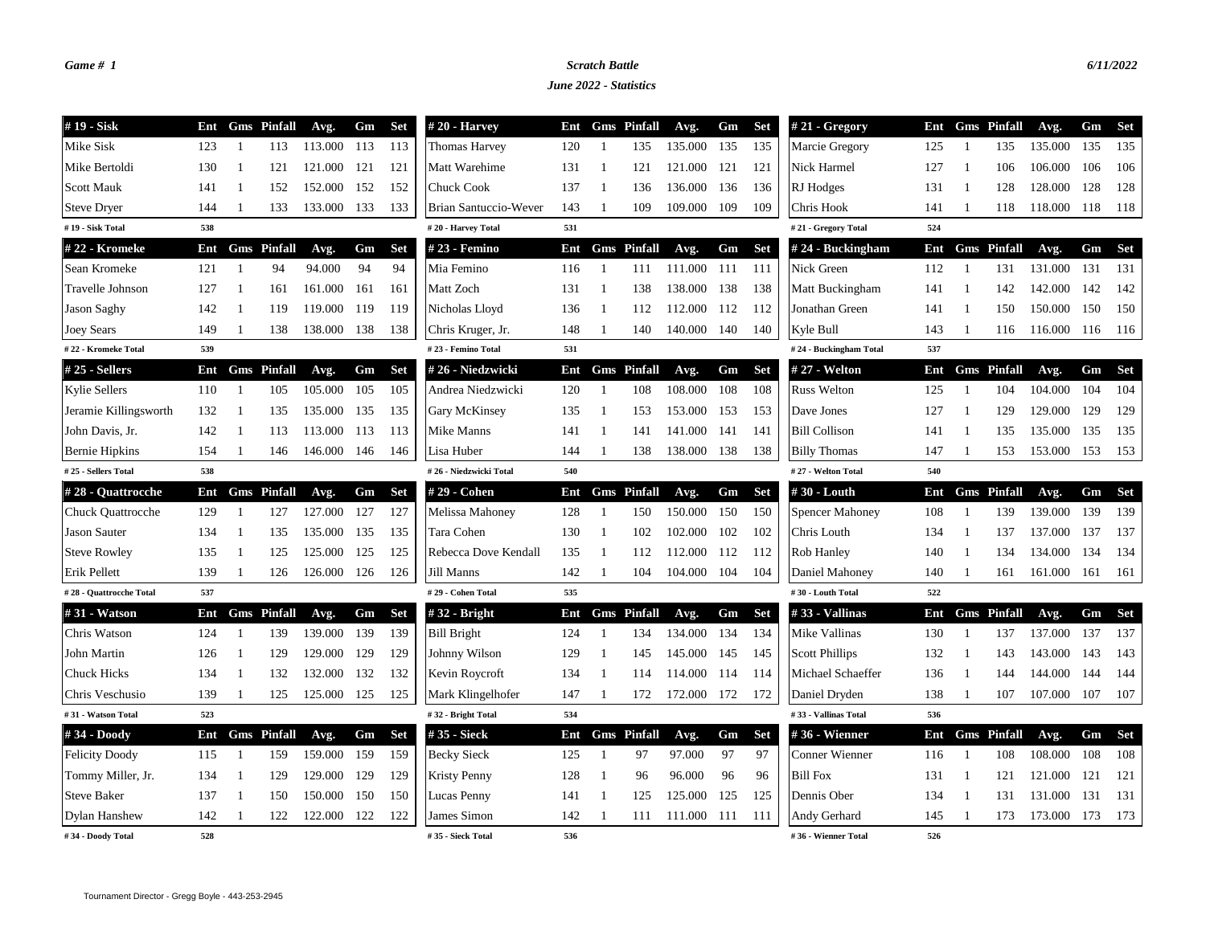*Game # 1*

***Scratch Battle***

***June 2022 - Statistics***

*6/11/2022*

| # 19 - Sisk | Ent | Gms | Pinfall | Avg. | Gm | Set |
|---|---|---|---|---|---|---|
| Mike Sisk | 123 | 1 | 113 | 113.000 | 113 | 113 |
| Mike Bertoldi | 130 | 1 | 121 | 121.000 | 121 | 121 |
| Scott Mauk | 141 | 1 | 152 | 152.000 | 152 | 152 |
| Steve Dryer | 144 | 1 | 133 | 133.000 | 133 | 133 |
| # 19 - Sisk Total | 538 | | | | | |

| # 20 - Harvey | Ent | Gms | Pinfall | Avg. | Gm | Set |
|---|---|---|---|---|---|---|
| Thomas Harvey | 120 | 1 | 135 | 135.000 | 135 | 135 |
| Matt Warehime | 131 | 1 | 121 | 121.000 | 121 | 121 |
| Chuck Cook | 137 | 1 | 136 | 136.000 | 136 | 136 |
| Brian Santuccio-Wever | 143 | 1 | 109 | 109.000 | 109 | 109 |
| # 20 - Harvey Total | 531 | | | | | |

| # 21 - Gregory | Ent | Gms | Pinfall | Avg. | Gm | Set |
|---|---|---|---|---|---|---|
| Marcie Gregory | 125 | 1 | 135 | 135.000 | 135 | 135 |
| Nick Harmel | 127 | 1 | 106 | 106.000 | 106 | 106 |
| RJ Hodges | 131 | 1 | 128 | 128.000 | 128 | 128 |
| Chris Hook | 141 | 1 | 118 | 118.000 | 118 | 118 |
| # 21 - Gregory Total | 524 | | | | | |

| # 22 - Kromeke | Ent | Gms | Pinfall | Avg. | Gm | Set |
|---|---|---|---|---|---|---|
| Sean Kromeke | 121 | 1 | 94 | 94.000 | 94 | 94 |
| Travelle Johnson | 127 | 1 | 161 | 161.000 | 161 | 161 |
| Jason Saghy | 142 | 1 | 119 | 119.000 | 119 | 119 |
| Joey Sears | 149 | 1 | 138 | 138.000 | 138 | 138 |
| # 22 - Kromeke Total | 539 | | | | | |

| # 23 - Femino | Ent | Gms | Pinfall | Avg. | Gm | Set |
|---|---|---|---|---|---|---|
| Mia Femino | 116 | 1 | 111 | 111.000 | 111 | 111 |
| Matt Zoch | 131 | 1 | 138 | 138.000 | 138 | 138 |
| Nicholas Lloyd | 136 | 1 | 112 | 112.000 | 112 | 112 |
| Chris Kruger, Jr. | 148 | 1 | 140 | 140.000 | 140 | 140 |
| # 23 - Femino Total | 531 | | | | | |

| # 24 - Buckingham | Ent | Gms | Pinfall | Avg. | Gm | Set |
|---|---|---|---|---|---|---|
| Nick Green | 112 | 1 | 131 | 131.000 | 131 | 131 |
| Matt Buckingham | 141 | 1 | 142 | 142.000 | 142 | 142 |
| Jonathan Green | 141 | 1 | 150 | 150.000 | 150 | 150 |
| Kyle Bull | 143 | 1 | 116 | 116.000 | 116 | 116 |
| # 24 - Buckingham Total | 537 | | | | | |

| # 25 - Sellers | Ent | Gms | Pinfall | Avg. | Gm | Set |
|---|---|---|---|---|---|---|
| Kylie Sellers | 110 | 1 | 105 | 105.000 | 105 | 105 |
| Jeramie Killingsworth | 132 | 1 | 135 | 135.000 | 135 | 135 |
| John Davis, Jr. | 142 | 1 | 113 | 113.000 | 113 | 113 |
| Bernie Hipkins | 154 | 1 | 146 | 146.000 | 146 | 146 |
| # 25 - Sellers Total | 538 | | | | | |

| # 26 - Niedzwicki | Ent | Gms | Pinfall | Avg. | Gm | Set |
|---|---|---|---|---|---|---|
| Andrea Niedzwicki | 120 | 1 | 108 | 108.000 | 108 | 108 |
| Gary McKinsey | 135 | 1 | 153 | 153.000 | 153 | 153 |
| Mike Manns | 141 | 1 | 141 | 141.000 | 141 | 141 |
| Lisa Huber | 144 | 1 | 138 | 138.000 | 138 | 138 |
| # 26 - Niedzwicki Total | 540 | | | | | |

| # 27 - Welton | Ent | Gms | Pinfall | Avg. | Gm | Set |
|---|---|---|---|---|---|---|
| Russ Welton | 125 | 1 | 104 | 104.000 | 104 | 104 |
| Dave Jones | 127 | 1 | 129 | 129.000 | 129 | 129 |
| Bill Collison | 141 | 1 | 135 | 135.000 | 135 | 135 |
| Billy Thomas | 147 | 1 | 153 | 153.000 | 153 | 153 |
| # 27 - Welton Total | 540 | | | | | |

| # 28 - Quattrocche | Ent | Gms | Pinfall | Avg. | Gm | Set |
|---|---|---|---|---|---|---|
| Chuck Quattrocche | 129 | 1 | 127 | 127.000 | 127 | 127 |
| Jason Sauter | 134 | 1 | 135 | 135.000 | 135 | 135 |
| Steve Rowley | 135 | 1 | 125 | 125.000 | 125 | 125 |
| Erik Pellett | 139 | 1 | 126 | 126.000 | 126 | 126 |
| # 28 - Quattrocche Total | 537 | | | | | |

| # 29 - Cohen | Ent | Gms | Pinfall | Avg. | Gm | Set |
|---|---|---|---|---|---|---|
| Melissa Mahoney | 128 | 1 | 150 | 150.000 | 150 | 150 |
| Tara Cohen | 130 | 1 | 102 | 102.000 | 102 | 102 |
| Rebecca Dove Kendall | 135 | 1 | 112 | 112.000 | 112 | 112 |
| Jill Manns | 142 | 1 | 104 | 104.000 | 104 | 104 |
| # 29 - Cohen Total | 535 | | | | | |

| # 30 - Louth | Ent | Gms | Pinfall | Avg. | Gm | Set |
|---|---|---|---|---|---|---|
| Spencer Mahoney | 108 | 1 | 139 | 139.000 | 139 | 139 |
| Chris Louth | 134 | 1 | 137 | 137.000 | 137 | 137 |
| Rob Hanley | 140 | 1 | 134 | 134.000 | 134 | 134 |
| Daniel Mahoney | 140 | 1 | 161 | 161.000 | 161 | 161 |
| # 30 - Louth Total | 522 | | | | | |

| # 31 - Watson | Ent | Gms | Pinfall | Avg. | Gm | Set |
|---|---|---|---|---|---|---|
| Chris Watson | 124 | 1 | 139 | 139.000 | 139 | 139 |
| John Martin | 126 | 1 | 129 | 129.000 | 129 | 129 |
| Chuck Hicks | 134 | 1 | 132 | 132.000 | 132 | 132 |
| Chris Veschusio | 139 | 1 | 125 | 125.000 | 125 | 125 |
| # 31 - Watson Total | 523 | | | | | |

| # 32 - Bright | Ent | Gms | Pinfall | Avg. | Gm | Set |
|---|---|---|---|---|---|---|
| Bill Bright | 124 | 1 | 134 | 134.000 | 134 | 134 |
| Johnny Wilson | 129 | 1 | 145 | 145.000 | 145 | 145 |
| Kevin Roycroft | 134 | 1 | 114 | 114.000 | 114 | 114 |
| Mark Klingelhofer | 147 | 1 | 172 | 172.000 | 172 | 172 |
| # 32 - Bright Total | 534 | | | | | |

| # 33 - Vallinas | Ent | Gms | Pinfall | Avg. | Gm | Set |
|---|---|---|---|---|---|---|
| Mike Vallinas | 130 | 1 | 137 | 137.000 | 137 | 137 |
| Scott Phillips | 132 | 1 | 143 | 143.000 | 143 | 143 |
| Michael Schaeffer | 136 | 1 | 144 | 144.000 | 144 | 144 |
| Daniel Dryden | 138 | 1 | 107 | 107.000 | 107 | 107 |
| # 33 - Vallinas Total | 536 | | | | | |

| # 34 - Doody | Ent | Gms | Pinfall | Avg. | Gm | Set |
|---|---|---|---|---|---|---|
| Felicity Doody | 115 | 1 | 159 | 159.000 | 159 | 159 |
| Tommy Miller, Jr. | 134 | 1 | 129 | 129.000 | 129 | 129 |
| Steve Baker | 137 | 1 | 150 | 150.000 | 150 | 150 |
| Dylan Hanshew | 142 | 1 | 122 | 122.000 | 122 | 122 |
| # 34 - Doody Total | 528 | | | | | |

| # 35 - Sieck | Ent | Gms | Pinfall | Avg. | Gm | Set |
|---|---|---|---|---|---|---|
| Becky Sieck | 125 | 1 | 97 | 97.000 | 97 | 97 |
| Kristy Penny | 128 | 1 | 96 | 96.000 | 96 | 96 |
| Lucas Penny | 141 | 1 | 125 | 125.000 | 125 | 125 |
| James Simon | 142 | 1 | 111 | 111.000 | 111 | 111 |
| # 35 - Sieck Total | 536 | | | | | |

| # 36 - Wienner | Ent | Gms | Pinfall | Avg. | Gm | Set |
|---|---|---|---|---|---|---|
| Conner Wienner | 116 | 1 | 108 | 108.000 | 108 | 108 |
| Bill Fox | 131 | 1 | 121 | 121.000 | 121 | 121 |
| Dennis Ober | 134 | 1 | 131 | 131.000 | 131 | 131 |
| Andy Gerhard | 145 | 1 | 173 | 173.000 | 173 | 173 |
| # 36 - Wienner Total | 526 | | | | | |

Tournament Director - Gregg Boyle - 443-253-2945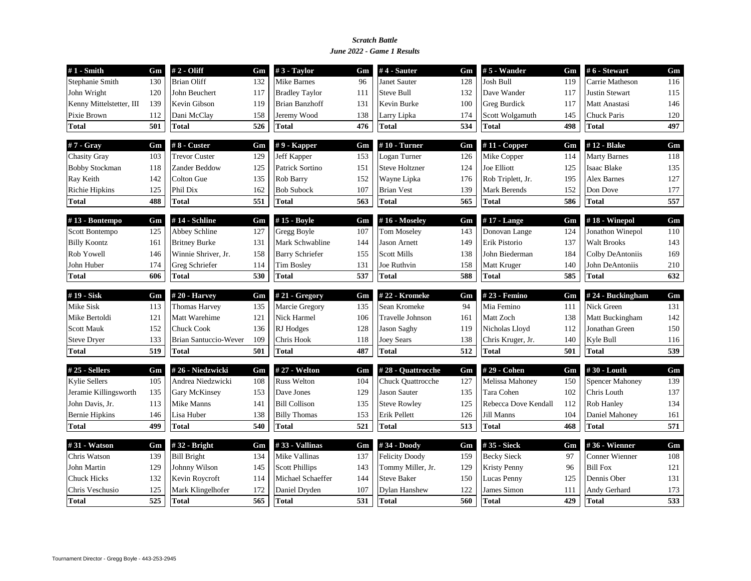*Scratch Battle*

*June 2022 - Game 1 Results*

| # 1 - Smith | Gm |
|---|---|
| Stephanie Smith | 130 |
| John Wright | 120 |
| Kenny Mittelstetter, III | 139 |
| Pixie Brown | 112 |
| **Total** | **501** |

| # 2 - Oliff | Gm |
|---|---|
| Brian Oliff | 132 |
| John Beuchert | 117 |
| Kevin Gibson | 119 |
| Dani McClay | 158 |
| **Total** | **526** |

| # 3 - Taylor | Gm |
|---|---|
| Mike Barnes | 96 |
| Bradley Taylor | 111 |
| Brian Banzhoff | 131 |
| Jeremy Wood | 138 |
| **Total** | **476** |

| # 4 - Sauter | Gm |
|---|---|
| Janet Sauter | 128 |
| Steve Bull | 132 |
| Kevin Burke | 100 |
| Larry Lipka | 174 |
| **Total** | **534** |

| # 5 - Wander | Gm |
|---|---|
| Josh Bull | 119 |
| Dave Wander | 117 |
| Greg Burdick | 117 |
| Scott Wolgamuth | 145 |
| **Total** | **498** |

| # 6 - Stewart | Gm |
|---|---|
| Carrie Matheson | 116 |
| Justin Stewart | 115 |
| Matt Anastasi | 146 |
| Chuck Paris | 120 |
| **Total** | **497** |

| # 7 - Gray | Gm |
|---|---|
| Chasity Gray | 103 |
| Bobby Stockman | 118 |
| Ray Keith | 142 |
| Richie Hipkins | 125 |
| **Total** | **488** |

| # 8 - Custer | Gm |
|---|---|
| Trevor Custer | 129 |
| Zander Beddow | 125 |
| Colton Gue | 135 |
| Phil Dix | 162 |
| **Total** | **551** |

| # 9 - Kapper | Gm |
|---|---|
| Jeff Kapper | 153 |
| Patrick Sortino | 151 |
| Rob Barry | 152 |
| Bob Subock | 107 |
| **Total** | **563** |

| # 10 - Turner | Gm |
|---|---|
| Logan Turner | 126 |
| Steve Holtzner | 124 |
| Wayne Lipka | 176 |
| Brian Vest | 139 |
| **Total** | **565** |

| # 11 - Copper | Gm |
|---|---|
| Mike Copper | 114 |
| Joe Elliott | 125 |
| Rob Triplett, Jr. | 195 |
| Mark Berends | 152 |
| **Total** | **586** |

| # 12 - Blake | Gm |
|---|---|
| Marty Barnes | 118 |
| Isaac Blake | 135 |
| Alex Barnes | 127 |
| Don Dove | 177 |
| **Total** | **557** |

| # 13 - Bontempo | Gm |
|---|---|
| Scott Bontempo | 125 |
| Billy Koontz | 161 |
| Rob Yowell | 146 |
| John Huber | 174 |
| **Total** | **606** |

| # 14 - Schline | Gm |
|---|---|
| Abbey Schline | 127 |
| Britney Burke | 131 |
| Winnie Shriver, Jr. | 158 |
| Greg Schriefer | 114 |
| **Total** | **530** |

| # 15 - Boyle | Gm |
|---|---|
| Gregg Boyle | 107 |
| Mark Schwabline | 144 |
| Barry Schriefer | 155 |
| Tim Bosley | 131 |
| **Total** | **537** |

| # 16 - Moseley | Gm |
|---|---|
| Tom Moseley | 143 |
| Jason Arnett | 149 |
| Scott Mills | 138 |
| Joe Ruthvin | 158 |
| **Total** | **588** |

| # 17 - Lange | Gm |
|---|---|
| Donovan Lange | 124 |
| Erik Pistorio | 137 |
| John Biederman | 184 |
| Matt Kruger | 140 |
| **Total** | **585** |

| # 18 - Winepol | Gm |
|---|---|
| Jonathon Winepol | 110 |
| Walt Brooks | 143 |
| Colby DeAntoniis | 169 |
| John DeAntoniis | 210 |
| **Total** | **632** |

| # 19 - Sisk | Gm |
|---|---|
| Mike Sisk | 113 |
| Mike Bertoldi | 121 |
| Scott Mauk | 152 |
| Steve Dryer | 133 |
| **Total** | **519** |

| # 20 - Harvey | Gm |
|---|---|
| Thomas Harvey | 135 |
| Matt Warehime | 121 |
| Chuck Cook | 136 |
| Brian Santuccio-Wever | 109 |
| **Total** | **501** |

| # 21 - Gregory | Gm |
|---|---|
| Marcie Gregory | 135 |
| Nick Harmel | 106 |
| RJ Hodges | 128 |
| Chris Hook | 118 |
| **Total** | **487** |

| # 22 - Kromeke | Gm |
|---|---|
| Sean Kromeke | 94 |
| Travelle Johnson | 161 |
| Jason Saghy | 119 |
| Joey Sears | 138 |
| **Total** | **512** |

| # 23 - Femino | Gm |
|---|---|
| Mia Femino | 111 |
| Matt Zoch | 138 |
| Nicholas Lloyd | 112 |
| Chris Kruger, Jr. | 140 |
| **Total** | **501** |

| # 24 - Buckingham | Gm |
|---|---|
| Nick Green | 131 |
| Matt Buckingham | 142 |
| Jonathan Green | 150 |
| Kyle Bull | 116 |
| **Total** | **539** |

| # 25 - Sellers | Gm |
|---|---|
| Kylie Sellers | 105 |
| Jeramie Killingsworth | 135 |
| John Davis, Jr. | 113 |
| Bernie Hipkins | 146 |
| **Total** | **499** |

| # 26 - Niedzwicki | Gm |
|---|---|
| Andrea Niedzwicki | 108 |
| Gary McKinsey | 153 |
| Mike Manns | 141 |
| Lisa Huber | 138 |
| **Total** | **540** |

| # 27 - Welton | Gm |
|---|---|
| Russ Welton | 104 |
| Dave Jones | 129 |
| Bill Collison | 135 |
| Billy Thomas | 153 |
| **Total** | **521** |

| # 28 - Quattrocche | Gm |
|---|---|
| Chuck Quattrocche | 127 |
| Jason Sauter | 135 |
| Steve Rowley | 125 |
| Erik Pellett | 126 |
| **Total** | **513** |

| # 29 - Cohen | Gm |
|---|---|
| Melissa Mahoney | 150 |
| Tara Cohen | 102 |
| Rebecca Dove Kendall | 112 |
| Jill Manns | 104 |
| **Total** | **468** |

| # 30 - Louth | Gm |
|---|---|
| Spencer Mahoney | 139 |
| Chris Louth | 137 |
| Rob Hanley | 134 |
| Daniel Mahoney | 161 |
| **Total** | **571** |

| # 31 - Watson | Gm |
|---|---|
| Chris Watson | 139 |
| John Martin | 129 |
| Chuck Hicks | 132 |
| Chris Veschusio | 125 |
| **Total** | **525** |

| # 32 - Bright | Gm |
|---|---|
| Bill Bright | 134 |
| Johnny Wilson | 145 |
| Kevin Roycroft | 114 |
| Mark Klingelhofer | 172 |
| **Total** | **565** |

| # 33 - Vallinas | Gm |
|---|---|
| Mike Vallinas | 137 |
| Scott Phillips | 143 |
| Michael Schaeffer | 144 |
| Daniel Dryden | 107 |
| **Total** | **531** |

| # 34 - Doody | Gm |
|---|---|
| Felicity Doody | 159 |
| Tommy Miller, Jr. | 129 |
| Steve Baker | 150 |
| Dylan Hanshew | 122 |
| **Total** | **560** |

| # 35 - Sieck | Gm |
|---|---|
| Becky Sieck | 97 |
| Kristy Penny | 96 |
| Lucas Penny | 125 |
| James Simon | 111 |
| **Total** | **429** |

| # 36 - Wienner | Gm |
|---|---|
| Conner Wienner | 108 |
| Bill Fox | 121 |
| Dennis Ober | 131 |
| Andy Gerhard | 173 |
| **Total** | **533** |

Tournament Director - Gregg Boyle - 443-253-2945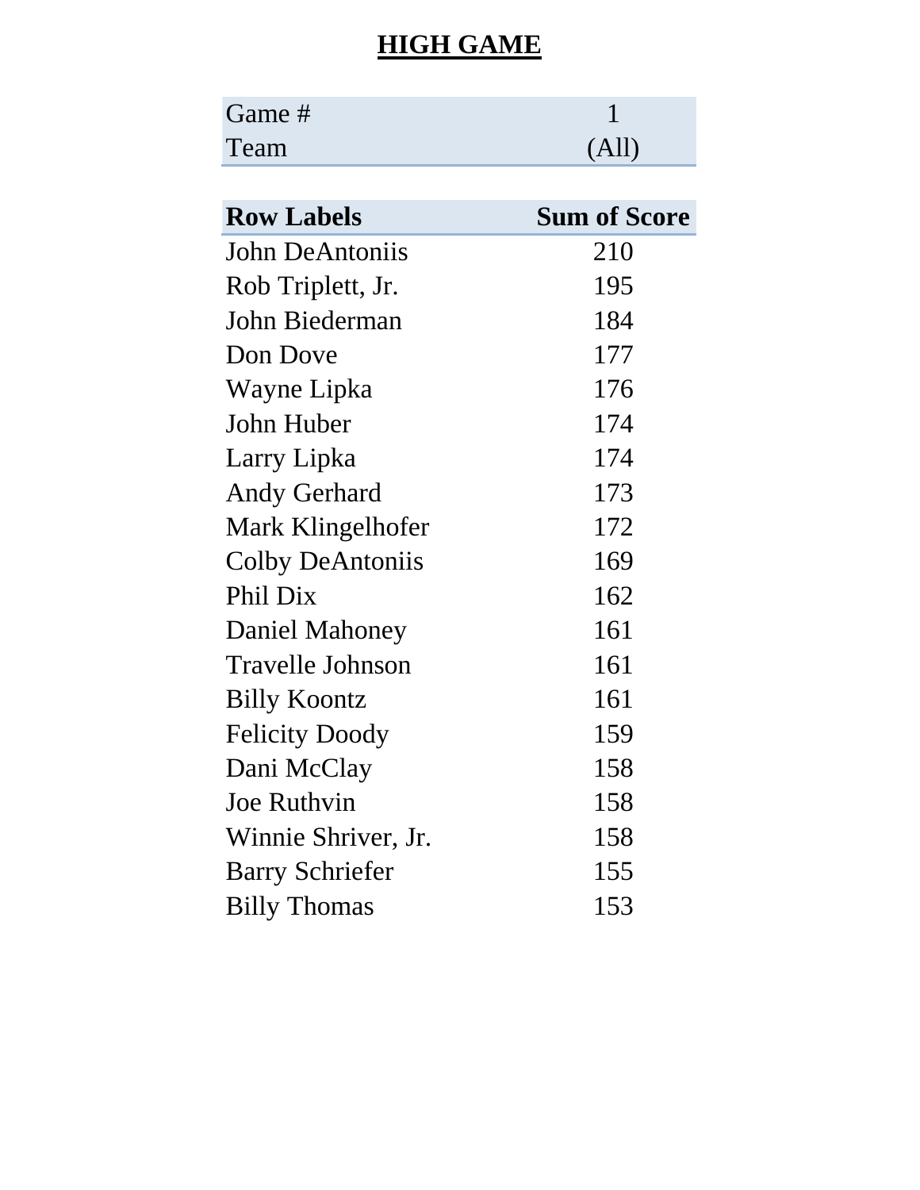# HIGH GAME

| | |
|---|---|
| Game # | 1 |
| Team | (All) |

| Row Labels | Sum of Score |
|---|---|
| John DeAntoniis | 210 |
| Rob Triplett, Jr. | 195 |
| John Biederman | 184 |
| Don Dove | 177 |
| Wayne Lipka | 176 |
| John Huber | 174 |
| Larry Lipka | 174 |
| Andy Gerhard | 173 |
| Mark Klingelhofer | 172 |
| Colby DeAntoniis | 169 |
| Phil Dix | 162 |
| Daniel Mahoney | 161 |
| Travelle Johnson | 161 |
| Billy Koontz | 161 |
| Felicity Doody | 159 |
| Dani McClay | 158 |
| Joe Ruthvin | 158 |
| Winnie Shriver, Jr. | 158 |
| Barry Schriefer | 155 |
| Billy Thomas | 153 |